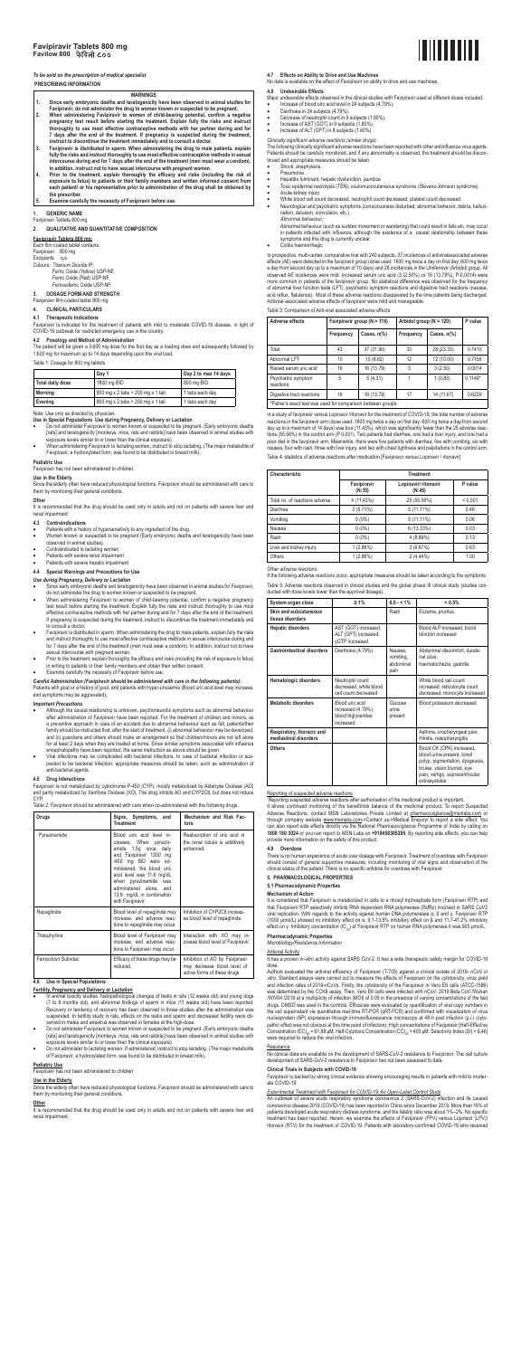# Favipiravir Tablets 800 mg
**Favilow 800 फेविलो ८००**

*To be sold on the prescription of medical specialist*

**PRESCRIBING INFORMATION**

**WARNINGS**

1. **Since early embryonic deaths and teratogenicity have been observed in animal studies for Favipiravir, do not administer the drug to women known or suspected to be pregnant.**
2. **When administering Favipiravir to women of child-bearing potential, confirm a negative pregnancy test result before starting the treatment. Explain fully the risks and instruct thoroughly to use most effective contraceptive methods with her partner during and for 7 days after the end of the treatment. If pregnancy is suspected during the treatment, instruct to discontinue the treatment immediately and to consult a doctor.**
3. **Favipiravir is distributed in sperm. When administering the drug to male patients, explain fully the risks and instruct thoroughly to use most effective contraceptive methods in sexual intercourse during and for 7 days after the end of the treatment (men must wear a condom). In addition, instruct not to have sexual intercourse with pregnant women.**
4. **Prior to the treatment, explain thoroughly the efficacy and risks (including the risk of exposure to fetus) to patients or their family members and written informed consent from each patient or his representative prior to administration of the drug shall be obtained by the prescriber.**
5. **Examine carefully the necessity of Favipiravir before use.**

## 1. GENERIC NAME

Favipiravir Tablets 800 mg

## 2. QUALITATIVE AND QUANTITATIVE COMPOSITION

**Favipiravir Tablets 800 mg:**

Each film coated tablet contains:
Favipiravir 800 mg
Excipients q.s.
Colours: Titanium Dioxide IP;
Ferric Oxide (Yellow) USP-NF;
Ferric Oxide (Red) USP-NF;
Ferrosoferric Oxide USP-NF.

## 3. DOSAGE FORM AND STRENGTH

Favipiravir film-coated tablet 800 mg

## 4. CLINICAL PARTICULARS

### 4.1 Therapeutic Indications

Favipiravir is indicated for the treatment of patients with mild to moderate COVID-19 disease, in light of COVID-19 outbreak for restricted emergency use in the country.

### 4.2 Posology and Method of Administration

The patient will be given a 3600 mg dose for the first day as a loading dose and subsequently followed by 1600 mg for maximum up to 14 days depending upon the viral load.

Table 1: Dosage for 800 mg tablets

| | Day 1 | Day 2 to max 14 days |
|---|---|---|
| Total daily dose | 1800 mg BID | 800 mg BID |
| Morning | 800 mg x 2 tabs + 200 mg x 1 tab | 1 tabs each day |
| Evening | 800 mg x 2 tabs + 200 mg x 1 tab | 1 tabs each day |

Note: Use only as directed by physician.

**Use in Special Populations Use during Pregnancy, Delivery or Lactation**

- Do not administer Favipiravir to women known or suspected to be pregnant. (Early embryonic deaths (rats) and teratogenicity (monkeys, mice, rats and rabbits) have been observed in animal studies with exposure levels similar to or lower than the clinical exposure).
- When administering Favipiravir to lactating women, instruct to stop lactating. (The major metabolite of Favipiravir, a hydroxylated form, was found to be distributed in breast milk).

**Pediatric Use**

Favipiravir has not been administered to children.

**Use in the Elderly**

Since the elderly often have reduced physiological functions, Favipiravir should be administered with care to them by monitoring their general conditions.

**Other**

It is recommended that the drug should be used only in adults and not on patients with severe liver and renal impairment.

### 4.3 Contraindications

- Patients with a history of hypersensitivity to any ingredient of the drug.
- Women known or suspected to be pregnant (Early embryonic deaths and teratogenicity have been observed in animal studies).
- Contraindicated in lactating women
- Patients with severe renal impairment
- Patients with severe hepatic impairment

### 4.4 Special Warnings and Precautions for Use

*Use during Pregnancy, Delivery or Lactation*

- Since early embryonic deaths and teratogenicity have been observed in animal studies for Favipiravir, do not administer the drug to women known or suspected to be pregnant.
- When administering Favipiravir to women of child-bearing potential, confirm a negative pregnancy test result before starting the treatment. Explain fully the risks and instruct thoroughly to use most effective contraceptive methods with her partner during and for 7 days after the end of the treatment. If pregnancy is suspected during the treatment, instruct to discontinue the treatment immediately and to consult a doctor.
- Favipiravir is distributed in sperm. When administering the drug to male patients, explain fully the risks and instruct thoroughly to use most effective contraceptive methods in sexual intercourse during and for 7 days after the end of the treatment (men must wear a condom). In addition, instruct not to have sexual intercourse with pregnant women.
- Prior to the treatment, explain thoroughly the efficacy and risks (including the risk of exposure to fetus) in writing to patients or their family members and obtain their written consent.
- Examine carefully the necessity of Favipiravir before use.

*Careful Administration (Favipiravir should be administered with care in the following patients):*
Patients with gout or a history of gout, and patients with hyper-uricaemia (Blood uric acid level may increase, and symptoms may be aggravated).

*Important Precautions*

- Although the causal relationship is unknown, psychoneurotic symptoms such as abnormal behaviour after administration of Favipiravir have been reported. For the treatment of children and minors, as a preventive approach in case of an accident due to abnormal behaviour such as fall, patients/their family should be instructed that, after the start of treatment, (i) abnormal behaviour may be developed, and (ii) guardians and others should make an arrangement so that children/minors are not left alone for at least 2 days when they are treated at home. Since similar symptoms associated with influenza encephalopathy have been reported, the same instruction as above should be given.
- Viral infections may be complicated with bacterial infections. In case of bacterial infection or suspected to be bacterial infection, appropriate measures should be taken, such as administration of anti-bacterial agents.

### 4.5 Drug Interactions

Favipiravir is not metabolized by cytochrome P-450 (CYP), mostly metabolized by Aldehyde Oxidase (AO) and partly metabolized by Xanthine Oxidase (XO). The drug inhibits AO and CYP2C8, but does not induce CYP.

Table 2: Favipiravir should be administered with care when co-administered with the following drugs.

| Drugs | Signs, Symptoms, and Treatment | Mechanism and Risk Factors |
|---|---|---|
| Pyrazinamide | Blood uric acid level increases. When pyrazinamide 1.5g once daily and Favipiravir 1200 mg /400 mg BID were administered, the blood uric acid level was 11.6 mg/dL when pyrazinamide was administered alone, and 13.9 mg/dL in combination with Favipiravir. | Reabsorption of uric acid in the renal tubule is additively enhanced. |
| Repaglinide | Blood level of repaglinide may increase, and adverse reactions to repaglinide may occur. | Inhibition of CYP2C8 increases blood level of repaglinide. |
| Theophylline | Blood level of Favipiravir may increase, and adverse reactions to Favipiravir may occur. | Interaction with XO may increase blood level of Favipiravir. |
| Famciclovir Sulindac | Efficacy of these drugs may be reduced. | Inhibition of AO by Favipiravir may decrease blood level of active forms of these drugs. |

### 4.6 Use in Special Populations

**Fertility, Pregnancy and Delivery or Lactation**

- In animal toxicity studies, histopathological changes of testis in rats (12 weeks old) and young dogs (7 to 8 months old), and abnormal findings of sperm in mice (11 weeks old) have been reported. Recovery or tendency of recovery has been observed in those studies after the administration was suspended. In fertility study in rats, effects on the testis and sperm and decreased fertility were observed in males and anestrus was observed in females at the high-dose.
- Do not administer Favipiravir to women known or suspected to be pregnant. (Early embryonic deaths (rats) and teratogenicity (monkeys, mice, rats and rabbits) have been observed in animal studies with exposure levels similar to or lower than the clinical exposure).
- Do not administer to lactating women. If administered, instruct to stop lactating. (The major metabolite of Favipiravir, a hydroxylated form, was found to be distributed in breast milk).

**Pediatric Use**

Favipiravir has not been administered to children.

**Use in the Elderly**

Since the elderly often have reduced physiological functions, Favipiravir should be administered with care to them by monitoring their general conditions.

**Other**

It is recommended that the drug should be used only in adults and not on patients with severe liver and renal impairment.

### 4.7 Effects on Ability to Drive and Use Machines

No data is available on the effect of Favipiravir on ability to drive and use machines.

### 4.8 Undesirable Effects

Major undesirable effects observed in the clinical studies with Favipiravir used at different doses included:

- Increase of blood uric acid level in 24 subjects (4.79%),
- Diarrhea in 24 subjects (4.79%),
- Decrease of neutrophil count in 9 subjects (1.80%),
- Increase of AST (GOT) in 9 subjects (1.80%),
- Increase of ALT (GPT) in 8 subjects (1.60%).

*Clinically significant adverse reactions (similar drugs):*
The following clinically significant adverse reactions have been reported with other antiinfluenza virus agents. Patients should be carefully monitored, and if any abnormality is observed, the treatment should be discontinued and appropriate measures should be taken.

- Shock, anaphylaxis
- Pneumonia
- Hepatitis fulminant, hepatic dysfunction, jaundice
- Toxic epidermal necrolysis (TEN), oculomucocutaneous syndrome (Stevens-Johnson syndrome)
- Acute kidney injury
- White blood cell count decreased, neutrophil count decreased, platelet count decreased
- Neurological and psychiatric symptoms (consciousness disturbed, abnormal behavior, deliria, hallucination, delusion, convulsion, etc.).
  *Abnormal behaviour:*
  Abnormal behaviour (such as sudden movement or wandering) that could result in falls etc. may occur in patients infected with influenza, although the existence of a causal relationship between these symptoms and this drug is currently unclear.
- Colitis haemorrhagic

In prospective, multi-center, comparative trial with 240 subjects, 37 incidences of antiviralassociated adverse effects (AE) were detected in the favipiravir group (dose used: 1600 mg twice a day on first day; 600 mg twice a day from second day up to a maximum of 10 days) and 28 incidences in the Umifenovir (Arbidol) group. All observed AE incidences were mild. Increased serum uric acid (3 (2.50%) vs 16 (13.79%), P-0.0014) were more common in patients of the favipiravir group. No statistical difference was observed for the frequency of abnormal liver function tests (LFT), psychiatric symptom reactions and digestive tract reactions (nausea, acid reflux, flatulence). Most of these adverse reactions disappeared by the time patients being discharged. Antiviral-associated adverse effects of favipiravir were mild and manageable.

Table 3: Comparison of Anti-viral associated adverse effects

| Adverse effects | Favipiravir group (N = 116) | | Arbidol group (N = 120) | | P value |
|---|---|---|---|---|---|
| | Frequency | Cases, n(%) | Frequency | Cases, n(%) | |
| Total | 43 | 37 (31.90) | 33 | 28 (23.33) | 0.1410 |
| Abnormal LFT | 10 | 10 (8.62) | 12 | 12 (10.00) | 0.7156 |
| Raised serum uric acid | 16 | 16 (13.79) | 3 | 3 (2.50) | 0.0014 |
| Psychiatric symptom reactions | 5 | 5 (4.31) | 1 | 1 (0.83) | 0.1149* |
| Digestive tract reactions | 16 | 16 (13.79) | 17 | 14 (11.67) | 0.6239 |

*Fisher's exact test was used for comparison between groups.

In a study of favipiravir versus Lopinavir/ ritonavir for the treatment of COVID-19, the total number of adverse reactions in the favipiravir arm (dose used: 1600 mg twice a day on first day; 600 mg twice a day from second day up to a maximum of 14 days) was four (11.43%), which was significantly fewer than the 25 adverse reactions (55.56%) in the control arm (P<0.001). Two patients had diarrhea, one had a liver injury, and one had a poor diet in the favipiravir arm. Meanwhile, there were five patients with diarrhea, five with vomiting, six with nausea, four with rash, three with liver injury, and two with chest tightness and palpitations in the control arm.

Table 4: statistics of adverse reactions after medication [Favipiravir versus Lopinavir / ritonavir]

| Characteristic | Treatment | | |
|---|---|---|---|
| | Favipiravir (N:35) | Lopinavir/ ritonavir (N:45) | P value |
| Total no. of reactions adverse | 4 (11.43%) | 25 (55.56%) | < 0.001 |
| Diarrhea | 2 (5.71%) | 5 (11.11%) | 0.46 |
| Vomiting | 0 (0%) | 5 (11.11%) | 0.06 |
| Nausea | 0 (0%) | 6 (13.33%) | 0.03 |
| Rash | 0 (0%) | 4 (8.89%) | 0.13 |
| Liver and kidney injury | 1 (2.86%) | 3 (6.67%) | 0.63 |
| Others | 1 (2.86%) | 2 (4.44%) | 1.00 |

*Other adverse reactions:*
If the following adverse reactions occur, appropriate measures should be taken according to the symptoms.

Table 5: Adverse reactions observed in clinical studies and the global phase III clinical study (studies conducted with dose levels lower than the approved dosage).

| System organ class | ≥ 1% | 0.5 - < 1% | < 0.5% |
|---|---|---|---|
| Skin and subcutaneous tissue disorders | | Rash | Eczema, pruritus |
| Hepatic disorders | AST (GOT) increased, ALT (GPT) increased, γGTP increased | | Blood ALP increased, blood bilirubin increased |
| Gastrointestinal disorders | Diarrhoea (4.79%) | Nausea, vomiting, abdominal pain | Abdominal discomfort, duodenal ulcer, haematochezia, gastritis |
| Hematologic disorders | Neutrophil count decreased, white blood cell count decreased | | White blood cell count increased, reticulocyte count decreased, monocyte increased |
| Metabolic disorders | Blood uric acid increased (4.79%), blood triglyceride increased | Glucose urine present | Blood potassium decreased |
| Respiratory, thoracic and mediastinal disorders | | | Asthma, oropharyngeal pain, rhinitis, nasopharyngitis |
| Others | | | Blood CK (CPK) increased, blood urine present, tonsil polyp, pigmentation, dysgeusia, bruise, vision blurred, eye pain, vertigo, supraventricular extrasystoles |

**Reporting of suspected adverse reactions**

Reporting suspected adverse reactions after authorisation of the medicinal product is important.
It allows continued monitoring of the benefit/risk balance of the medicinal product. To Report Suspected Adverse Reactions, contact MSN Laboratories Private Limited at pharmacovigilance@msnlabs.com or through company website www.msnlabs.com->Contact us->Medical Enquiry/ to report a side effect. You can also report side effects directly via the National Pharmacovigilance Programme of India by calling on **1800 180 3024** or you can report to MSN Labs on **+919849305295**. By reporting side effects, you can help provide more information on the safety of this product.

### 4.9 Overdose

There is no human experience of acute over dosage with Favipiravir. Treatment of overdose with Favipiravir should consist of general supportive measures, including monitoring of vital signs and observation of the clinical status of the patient. There is no specific antidote for overdose with Favipiravir.

## 5. PHARMACOLOGICAL PROPERTIES

### 5.1 Pharmacodynamic Properties

**Mechanism of Action**

It is considered that Favipiravir is metabolized in cells to a ribosyl triphosphate form (Favipiravir RTP) and that Favipiravir RTP selectively inhibits RNA dependent RNA polymerase (RdRp) involved in SARS CoV2 viral replication. With regards to the activity against human DNA polymerases α, β and γ, Favipiravir RTP (1000 μmol/L) showed no inhibitory effect on α, 9.1-13.5% inhibitory effect on β and 11.7-41.2% inhibitory effect on γ. Inhibitory concentration ($IC_{50}$) of Favipiravir RTP on human RNA polymerase II was 905 μmol/L.

**Pharmacodynamic Properties**

*Microbiology/Resistance Information*

Antiviral Activity

It has a proven *in-vitro* activity against SARS CoV-2. It has a wide therapeutic safety margin for COVID-19 dose.

Authors evaluated the antiviral efficiency of Favipiravir (T-705) against a clinical isolate of 2019- *nCoV in vitro*. Standard assays were carried out to measure the effects of Favipiravir on the cytotoxicity, virus yield and infection rates of 2019-nCoVs. Firstly, the cytotoxicity of the Favipiravir in Vero E6 cells (ATCC-1586) was determined by the CCK8 assay. Then, Vero E6 cells were infected with nCoV- 2019 Beta CoV /Wuhan /WIV04 /2019 at a multiplicity of infection (MOI) of 0.05 in the presence of varying concentrations of the test drugs. DMSO was used in the controls. Efficacies were evaluated by quantification of viral copy numbers in the cell supernatant via quantitative real-time RT-PCR (qRT-PCR) and confirmed with visualization of virus nucleoprotein (NP) expression through immunofluorescence microscopy at 48 h post infection (p.i.) (cytopathic effect was not obvious at this time point of infection). High concentrations of Favipiravir (Half-Effective Concentration ($EC_{50}$) = 61.88 μM, Half-Cytotoxic Concentration ($CC_{50}$) > 400 μM, Selectivity Index (SI) > 6.46) were required to reduce the viral infection.

Resistance

No clinical data are available on the development of SARS-CoV-2 resistance to Favipiravir. The cell culture development of SARS-CoV-2 resistance to Favipiravir has not been assessed to date.

**Clinical Trials in Subjects with COVID-19**

Favipiravir is backed by strong clinical evidence showing encouraging results in patients with mild to moderate COVID-19.

*Experimental Treatment with Favipiravir for COVID-19: An Open-Label Control Study*

An outbreak of severe acute respiratory syndrome coronavirus 2 (SARS-CoV-2) infection and its caused coronavirus disease 2019 (COVID-19) has been reported in China since December 2019. More than 16% of patients developed acute respiratory distress syndrome, and the fatality ratio was about 1%–2%. No specific treatment has been reported. Herein, we examine the effects of Favipiravir (FPV) versus Lopinavir (LPV)/ ritonavir (RTV) for the treatment of COVID-19. Patients with laboratory-confirmed COVID-19 who received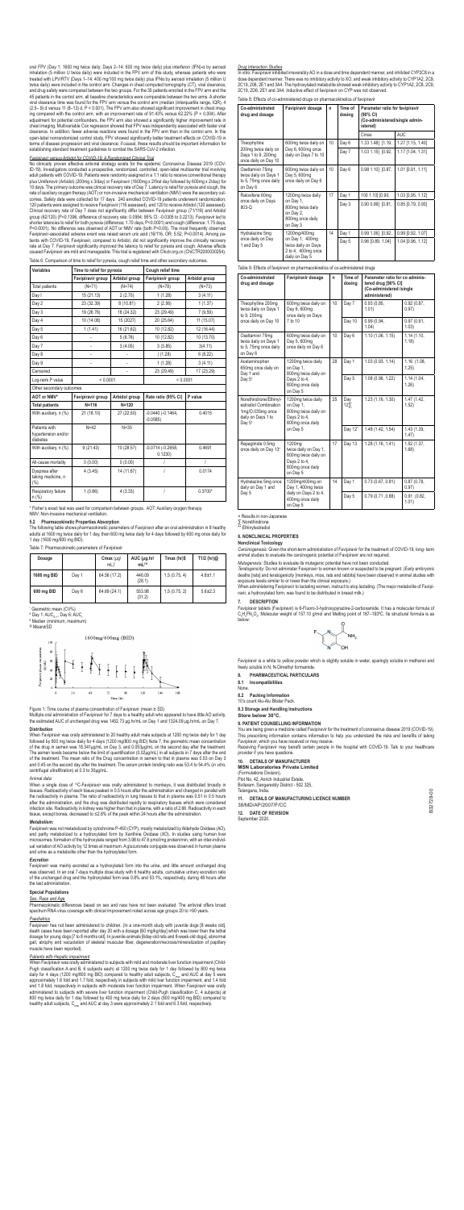oral FPV (Day 1: 1600 mg twice daily; Days 2–14: 600 mg twice daily) plus interferon (IFN)-α by aerosol inhalation (5 million U twice daily) were included in the FPV arm of this study, whereas patients who were treated with LPV/RTV (Days 1–14: 400 mg/100 mg twice daily) plus IFN-α by aerosol inhalation (5 million U twice daily) were included in the control arm. Changes in chest computed tomography (CT), viral clearance, and drug safety were compared between the two groups. For the 35 patients enrolled in the FPV arm and the 45 patients in the control arm, all baseline characteristics were comparable between the two arms. A shorter viral clearance time was found for the FPV arm versus the control arm (median (interquartile range, IQR), 4 (2.5–9) d versus 11 (8–13) d, P < 0.001). The FPV arm also showed significant improvement in chest imaging compared with the control arm, with an improvement rate of 91.43% versus 62.22% (P = 0.004). After adjustment for potential confounders, the FPV arm also showed a significantly higher improvement rate in chest imaging. Multivariable Cox regression showed that FPV was independently associated with faster viral clearance. In addition, fewer adverse reactions were found in the FPV arm than in the control arm. In this open-label nonrandomized control study, FPV showed significantly better treatment effects on COVID-19 in terms of disease progression and viral clearance; if causal, these results should be important information for establishing standard treatment guidelines to combat the SARS-CoV-2 infection.

*Favipiravir versus Arbidol for COVID-19: A Randomized Clinical Trial*

No clinically proven effective antiviral strategy exists for the epidemic Coronavirus Disease 2019 (COVID-19). Investigators conducted a prospective, randomized, controlled, open-label multicenter trial involving adult patients with COVID-19. Patients were randomly assigned in a 1:1 ratio to receive conventional therapy plus Umifenovir (Arbidol) (200mg x 3/day) or Favipiravir (1600mg x 2/first day followed by 600mg x 2/day) for 10 days. The primary outcome was clinical recovery rate of Day 7. Latency to relief for pyrexia and cough, the rate of auxiliary oxygen therapy (AOT) or non-invasive mechanical ventilation (NMV) were the secondary outcomes. Safety data were collected for 17 days. 240 enrolled COVID-19 patients underwent randomization; 120 patients were assigned to receive Favipiravir (116 assessed), and 120 to receive Arbidol (120 assessed). Clinical recovery rate of Day 7 does not significantly differ between Favipiravir group (71/116) and Arbidol group (62/120) (P=0.1396, difference of recovery rate: 0.0954; 95% CI: -0.0305 to 0.2213). Favipiravir led to shorter latencies to relief for both pyrexia (difference: 1.70 days, P<0.0001) and cough (difference: 1.75 days, P<0.0001). No difference was observed of AOT or NMV rate (both P>0.05). The most frequently observed Favipiravir-associated adverse event was raised serum uric acid (16/116, OR: 5.52, P=0.0014). Among patients with COVID-19, Favipiravir, compared to Arbidol, did not significantly improve the clinically recovery rate at Day 7. Favipiravir significantly improved the latency to relief for pyrexia and cough. Adverse effects caused Favipiravir are mild and manageable. This trial is registered with Chictr.org.cn (ChiCTR2000030254).

Table 6: Comparison of time to relief for pyrexia, cough relief time and other secondary outcomes.

| Variables | Time to relief for pyrexia | | Cough relief time | |
|---|---|---|---|---|
| | Favipiravir group | Arbidol group | Favipiravir group | Arbidol group |
| Total patients | (N=71) | (N=74) | (N=78) | (N=73) |
| Day 1 | 15 (21.13) | 2 (2.70) | 1 (1.28) | 3 (4.11) |
| Day 2 | 23 (32.39) | 8 (10.81) | 2 (2.56) | 1 (1.37) |
| Day 3 | 19 (26.76) | 18 (24.32) | 23 (29.49) | 7 (9.59) |
| Day 4 | 10 (14.08) | 15 (20.27) | 20 (25.64) | 11 (15.07) |
| Day 5 | 1 (1.41) | 16 (21.62) | 10 (12.82) | 12 (16.44) |
| Day 6 | - | 5 (6.76) | 10 (12.82) | 10 (13.70) |
| Day 7 | - | 3 (4.05) | 3 (3.85) | 3 (4.11) |
| Day 8 | - | - | 1 (1.28) | 6 (8.22) |
| Day 9 | - | - | 1 (1.28) | 3 (4.11) |
| Censored | - | - | 23 (29.49) | 17 (23.29) |
| Log-rank P value | < 0.0001 | | < 0.0001 | |
| Other secondary outcomes | | | | |
| AOT or NMV* | Favipiravir group | Arbidol group | Rate ratio (95% CI) | P value |
| Total patients | N=116 | N=120 | | |
| With auxiliary, n (%) | 21 (18.10) | 27 (22.50) | -0.0440 (-0.1464, -0.0585) | 0.4015 |
| Patients with hypertension and/or diabetes | N=42 | N=35 | | |
| With auxiliary, n (%) | 9 (21.43) | 10 (28.57) | -0.0714 (-0.2658, 0.1230) | 0.4691 |
| All-cause mortality | 0 (0.00) | 0 (0.00) | / | / |
| Dyspnea after taking medicine, n (%) | 4 (3.45) | 14 (11.67) | / | 0.0174 |
| Respiratory failure n (%) | 1 (0.86) | 4 (3.33) | / | 0.3700* |

* Fisher's exact test was used for comparison between groups. AOT: Auxiliary oxygen therapy. NMV: Non-invasive mechanical ventilation.

### 5.2 Pharmacokinetic Properties Absorption

The following table shows pharmacokinetic parameters of Favipiravir after an oral administration in 8 healthy adults at 1600 mg twice daily for 1 day, then 600 mg twice daily for 4 days followed by 600 mg once daily for 1 day (1600 mg/600 mg BID).

Table 7: Pharmacokinetic parameters of Favipiravir

| Dosage | | Cmax (μg/mL) | AUC (μg.hr/mL)[a] | Tmax (hr)[$] | T1/2 (hr)[@] |
|---|---|---|---|---|---|
| 1600 mg BID | Day 1 | 64.56 (17.2) | 446.09 (28.1) | 1.5 (0.75, 4) | 4.8±1.1 |
| 600 mg BID | Day 6 | 64.69 (24.1) | 553.98 (31.2) | 1.5 (0.75, 2) | 5.6±2.3 |

Geometric mean (CV%)
[a] Day 1: $AUC_{0-\infty}$, Day 6: $AUC_{\tau}$
[$] Median (minimum, maximum)
[@] Mean±SD

Figure 1: Time course of plasma concentration of Favipiravir (mean ± SD)

Multiple oral administration of Favipiravir for 7 days to a healthy adult who appeared to have little AO activity, the estimated AUC of unchanged drug was 1452.73 μg.hr/mL on Day 1 and 1324.09 μg.hr/mL on Day 7.

**Distribution**

When Favipiravir was orally administered to 20 healthy adult male subjects at 1200 mg twice daily for 1 day followed by 800 mg twice daily for 4 days (1200 mg/800 mg BID) Note 7, the geometric mean concentration of the drug in semen was 18.341μg/mL on Day 3, and 0.053μg/mL on the second day after the treatment. The semen levels became below the limit of quantification (0.02μg/mL) in all subjects in 7 days after the end of the treatment. The mean ratio of the Drug concentration in semen to that in plasma was 0.53 on Day 3 and 0.45 on the second day after the treatment. The serum protein binding ratio was 53.4 to 54.4% (*in vitro*, centrifugal ultrafiltration) at 0.3 to 30μg/mL.

*Animal data:*

When a single dose of $^{14}C$-Favipiravir was orally administered to monkeys, it was distributed broadly in tissues. Radioactivity of each tissue peaked in 0.5 hours after the administration and changed in parallel with the radioactivity in plasma. The ratio of radioactivity in lung tissues to that in plasma was 0.51 in 0.5 hours after the administration, and the drug was distributed rapidly to respiratory tissues which were considered infection site. Radioactivity in kidney was higher than that in plasma, in a ratio of 2.66. Radioactivity in each tissue, except bones, decreased to ≤2.6% of the peak within 24 hours after the administration.

*Metabolism:*

Favipiravir was not metabolized by cytochrome P-450 (CYP), mostly metabolized by Aldehyde Oxidase (AO), and partly metabolized to a hydroxylated form by Xanthine Oxidase (XO). In studies using human liver microsomes, formation of the hydroxylate ranged from 3.98 to 47.6 pmol/mg protein/min, with an inter-individual variation of AO activity by 12 times at maximum. A glucuronide conjugate was observed in human plasma and urine as a metabolite other than the hydroxylated form.

*Excretion*

Favipiravir was mainly excreted as a hydroxylated form into the urine, and little amount unchanged drug was observed. In an oral 7-days multiple dose study with 6 healthy adults, cumulative urinary excretion ratio of the unchanged drug and the hydroxylated form was 0.8% and 53.1%, respectively, during 48 hours after the last administration.

**Special Populations**

*Sex, Race and Age*

Pharmacokinetic differences based on sex and race have not been evaluated. The antiviral offers broad spectrum RNA virus coverage with clinical improvement noted across age groups 20 to >90 years.

*Paediatrics*

Favipiravir has not been administered to children. [In a one-month study with juvenile dogs (8 weeks old), death cases have been reported after day 20 with a dosage (60 mg/kg/day) which was lower than the lethal dosage for young dogs (7 to 8 months old). In juvenile animals (8-day-old rats and 6-week-old dogs), abnormal gait, atrophy and vacuolation of skeletal muscular fiber, degeneration/necrosis/mineralization of papillary muscle have been reported].

*Patients with Hepatic impairment*

When Favipiravir was orally administered to subjects with mild and moderate liver function impairment (Child-Pugh classification A and B, 6 subjects each) at 1200 mg twice daily for 1 day followed by 800 mg twice daily for 4 days (1200 mg/800 mg BID) compared to healthy adult subjects, $C_{max}$ and AUC at day 5 were approximately 1.6 fold and 1.7 fold, respectively in subjects with mild liver function impairment, and 1.4 fold and 1.8 fold, respectively in subjects with moderate liver function impairment. When Favipiravir was orally administered to subjects with severe liver function impairment (Child-Pugh classification C, 4 subjects) at 800 mg twice daily for 1 day followed by 400 mg twice daily for 2 days (800 mg/400 mg BID) compared to healthy adult subjects, $C_{max}$ and AUC at day 3 were approximately 2.1 fold and 6.3 fold, respectively.

*Drug Interaction Studies*

*In vitro:* Favipiravir inhibited irreversibly AO in a dose and time dependent manner, and inhibited CYP2C8 in a dose dependent manner. There was no inhibitory activity to XO, and weak inhibitory activity to CYP1A2, 2C9, 2C19, 2D6, 2E1 and 3A4. The hydroxylated metabolite showed weak inhibitory activity to CYP1A2, 2C8, 2C9, 2C19, 2D6, 2E1 and 3A4. Inductive effect of favipiravir on CYP was not observed.

Table 8: Effects of co-administered drugs on pharmacokinetics of favipiravir

| Co-administrated drug and dosage | Favipiravir dosage | n | Time of dosing | Parameter ratio for favipiravir (90% CI) (Co-administered/single administered) | |
|---|---|---|---|---|---|
| | | | | Cmax | AUC |
| Theophylline 200mg twice daily on Days 1 to 9, 200mg once daily on Day 10 | 600mg twice daily on Day 6, 600mg once daily on Days 7 to 10 | 10 | Day 6 | 1.33 [1.19, 1.48] | 1.27 [1.15, 1.40] |
| | | | Day 7 | 1.03 [0.92, 1.15] | 1.17 [1.04, 1.31] |
| Oseltamivir 75mg twice daily on Days 1 to 5, 75mg once daily on Day 6 | 600mg twice daily on Day 5, 600mg once daily on Day 6 | 10 | Day 6 | 0.98 [0.87, 1.10] | 1.01 [0.91, 1.11] |
| Raloxifene 60mg once daily on Days 1 to 3 | 1200mg twice daily on Day 1, 800mg twice daily on Day 2, 800mg once daily on Day 3 | 17 | Day 1 | 1.00 [0.90, 1.10] | 1.03 [0.95, 1.12] |
| | | | Day 3 | 0.90 [0.81, 0.98] | 0.85 [0.79, 0.93] |
| Hydralazine 5mg once daily on Day 1 and Day 5 | 1200mg/400mg on Day 1, 400mg twice daily on Days 2 to 4, 400mg once daily on Day 5 | 14 | Day 1 | 0.99 [0.92, 1.08] | 0.99 [0.92, 1.07] |
| | | | Day 5 | 0.96 [0.89, 1.04] | 1.04 [0.96, 1.12] |

Table 9: Effects of favipiravir on pharmacokinetics of co-administered drugs

| Co-administrated drug and dosage | Favipiravir dosage | n | Time of dosing | Parameter ratio for co-administered drug [90% CI] (Co-administered/single administered) | |
|---|---|---|---|---|---|
| | | | | Cmax | AUC |
| Theophylline 200mg twice daily on Days 1 to 9, 200mg once daily on Day 10 | 600mg twice daily on Day 6, 600mg once daily on Days 7 to 10 | 10 | Day 7 | 0.93 (0.85, 1.01) | 0.92 (0.87, 0.97) |
| | | | Day 10 | 0.99 (0.94, 1.04) | 0.97 (0.91, 1.03) |
| Oseltamivir 75mg twice daily on Days 1 to 5, 75mg once daily on Day 6 | 600mg twice daily on Day 5, 600mg once daily on Day 6 | 10 | Day 6 | 1.10 (1.06, 1.15) | 1.14 (1.10, 1.18) |
| Acetaminophen 650mg once daily on Day 1 and Day 5^ | 1200mg twice daily on Day 1, 800mg twice daily on Days 2 to 5 | 28 | Day 1 | 1.03 (0.93, 1.14) | 1.16 (1.08, 1.25) |
| | | | Day 5 | 1.08 (0.96, 1.22) | 1.14 (1.04, 1.26) |
| Norethindrone/Ethinyl estradiol Combination 1mg/0.035mg once daily on Days 1 to Day 5^ | 1200mg twice daily on Day 1, 800mg twice daily on Days 2 to 4, 800mg once daily on Day 5 | 25 | Day 12§ | 1.23 (1.16, 1.30) | 1.47 (1.42, 1.52) |
| | | | Day 12** | 1.48 (1.42, 1.54) | 1.43 (1.39, 1.47) |
| Repaglinide 0.5mg once daily on Day 13^ | 1200mg twice daily on Day 1, 800mg twice daily on Days 2 to 4, 800mg once daily on Day 5 | 17 | Day 13 | 1.28 (1.16, 1.41) | 1.52 (1.37, 1.68) |
| Hydralazine 5mg once daily on Day 1 and Day 5 | 1200mg/400mg on Day 1, 400mg twice daily on Days 2 to 4, 400mg once daily on Day 5 | 14 | Day 1 | 0.73 (0.67, 0.81) | 0.87 (0.78, 0.97) |
| | | | Day 5 | 0.79 (0.71, 0.88) | 0.91 (0.82, 1.01) |

^ Results in non-Japanese
§ Norethindrone
** Ethinylestradiol

## 6. NONCLINICAL PROPERTIES

**Nonclinical Toxicology**

*Carcinogenesis:* Given the short-term administration of Favipiravir for the treatment of COVID-19, long-term animal studies to evaluate the carcinogenic potential of Favipiravir are not required.

*Mutagenesis:* Studies to evaluate its mutagenic potential have not been conducted.

*Teratogenicity:* Do not administer Favipiravir to women known or suspected to be pregnant. (Early embryonic deaths (rats) and teratogenicity (monkeys, mice, rats and rabbits) have been observed in animal studies with exposure levels similar to or lower than the clinical exposure.)

When administering Favipiravir to lactating women, instruct to stop lactating. (The major metabolite of Favipiravir, a hydroxylated form, was found to be distributed in breast milk.)

## 7. DESCRIPTION

Favipiravir tablets (Favipiravir) is 6-Fluoro-3-hydroxypyrazine-2-carboxamide. It has a molecular formula of $C_5H_4FN_3O_2$. Molecular weight of 157.10 g/mol and Melting point of 187–193°C. Its structural formula is as below:

Favipiravir is a white to yellow powder which is slightly soluble in water, sparingly soluble in methanol and freely soluble in N, N-Dimethyl formamide.

## 8. PHARMACEUTICAL PARTICULARS

### 8.1 Incompatibilities

None.

### 8.2 Packing Information

10's count Alu-Alu Blister Pack.

### 8.3 Storage and Handling Instructions

**Store below 30°C.**

## 9. PATIENT COUNSELLING INFORMATION

You are being given a medicine called Favipiravir for the treatment of coronavirus disease 2019 (COVID-19). This prescribing information contains information to help you understand the risks and benefits of taking Favipiravir, which you have received or may receive.

Receiving Favipiravir may benefit certain people in the hospital with COVID-19. Talk to your healthcare provider if you have questions.

## 10. DETAILS OF MANUFACTURER

**MSN Laboratories Private Limited**
(Formulations Division),
Plot No. 42, Anrich Industrial Estate,
Bollaram, Sangareddy District - 502 325,
Telangana, India.

## 11. DETAILS OF MANUFACTURING LICENCE NUMBER

38/MD/AP/2007/F/CC

## 12. DATE OF REVISION

September 2020.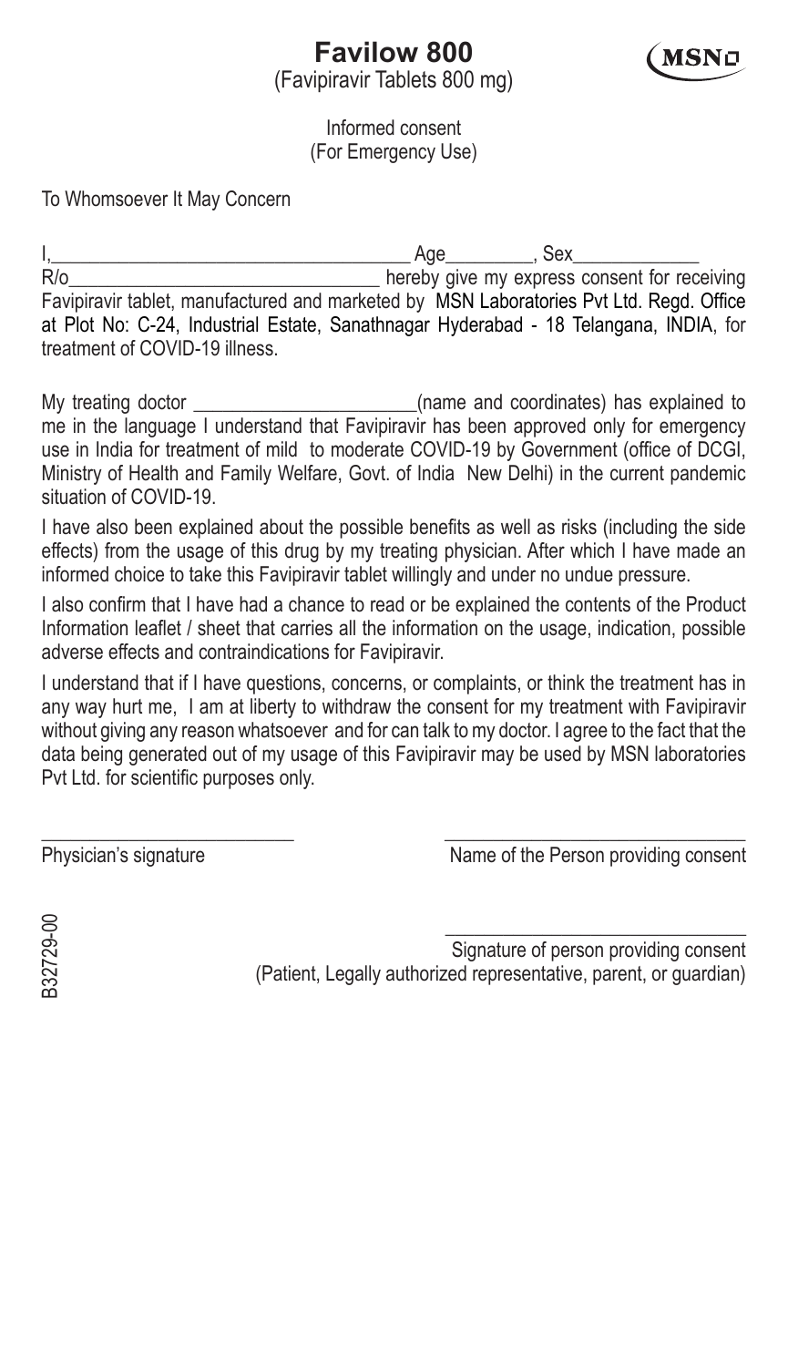# Favilow 800

(Favipiravir Tablets 800 mg)

MSN

Informed consent
(For Emergency Use)

To Whomsoever It May Concern

I,___________________________________ Age_________, Sex_____________
R/o_______________________________ hereby give my express consent for receiving Favipiravir tablet, manufactured and marketed by MSN Laboratories Pvt Ltd. Regd. Office at Plot No: C-24, Industrial Estate, Sanathnagar Hyderabad - 18 Telangana, INDIA, for treatment of COVID-19 illness.

My treating doctor ______________________(name and coordinates) has explained to me in the language I understand that Favipiravir has been approved only for emergency use in India for treatment of mild to moderate COVID-19 by Government (office of DCGI, Ministry of Health and Family Welfare, Govt. of India New Delhi) in the current pandemic situation of COVID-19.

I have also been explained about the possible benefits as well as risks (including the side effects) from the usage of this drug by my treating physician. After which I have made an informed choice to take this Favipiravir tablet willingly and under no undue pressure.

I also confirm that I have had a chance to read or be explained the contents of the Product Information leaflet / sheet that carries all the information on the usage, indication, possible adverse effects and contraindications for Favipiravir.

I understand that if I have questions, concerns, or complaints, or think the treatment has in any way hurt me, I am at liberty to withdraw the consent for my treatment with Favipiravir without giving any reason whatsoever and for can talk to my doctor. I agree to the fact that the data being generated out of my usage of this Favipiravir may be used by MSN laboratories Pvt Ltd. for scientific purposes only.

_________________________ Physician's signature

_______________________________ Name of the Person providing consent

_______________________________ Signature of person providing consent
(Patient, Legally authorized representative, parent, or guardian)

B32729-00